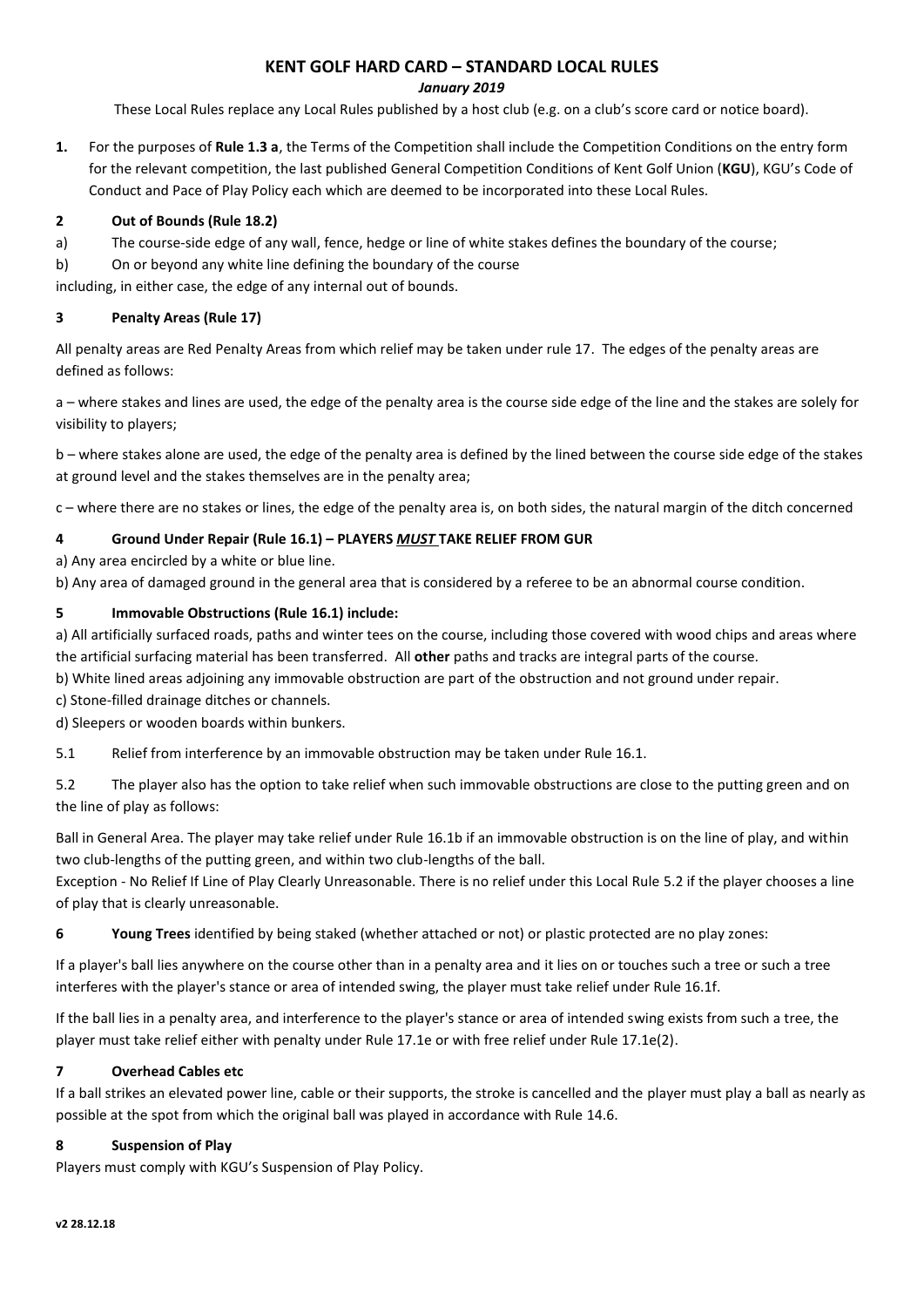# KENT GOLF HARD CARD – STANDARD LOCAL RULES

*January 2019*

These Local Rules replace any Local Rules published by a host club (e.g. on a club's score card or notice board).

**1.** For the purposes of **Rule 1.3 a**, the Terms of the Competition shall include the Competition Conditions on the entry form for the relevant competition, the last published General Competition Conditions of Kent Golf Union (**KGU**), KGU's Code of Conduct and Pace of Play Policy each which are deemed to be incorporated into these Local Rules.

### 2 Out of Bounds (Rule 18.2)

a) The course-side edge of any wall, fence, hedge or line of white stakes defines the boundary of the course;

b) On or beyond any white line defining the boundary of the course

including, in either case, the edge of any internal out of bounds.

### 3 Penalty Areas (Rule 17)

All penalty areas are Red Penalty Areas from which relief may be taken under rule 17. The edges of the penalty areas are defined as follows:

a – where stakes and lines are used, the edge of the penalty area is the course side edge of the line and the stakes are solely for visibility to players;

b – where stakes alone are used, the edge of the penalty area is defined by the lined between the course side edge of the stakes at ground level and the stakes themselves are in the penalty area;

c – where there are no stakes or lines, the edge of the penalty area is, on both sides, the natural margin of the ditch concerned

### 4 Ground Under Repair (Rule 16.1) – PLAYERS ***MUST*** TAKE RELIEF FROM GUR

a) Any area encircled by a white or blue line.

b) Any area of damaged ground in the general area that is considered by a referee to be an abnormal course condition.

### 5 Immovable Obstructions (Rule 16.1) include:

a) All artificially surfaced roads, paths and winter tees on the course, including those covered with wood chips and areas where the artificial surfacing material has been transferred. All **other** paths and tracks are integral parts of the course.

b) White lined areas adjoining any immovable obstruction are part of the obstruction and not ground under repair.

c) Stone-filled drainage ditches or channels.

d) Sleepers or wooden boards within bunkers.

5.1 Relief from interference by an immovable obstruction may be taken under Rule 16.1.

5.2 The player also has the option to take relief when such immovable obstructions are close to the putting green and on the line of play as follows:

Ball in General Area. The player may take relief under Rule 16.1b if an immovable obstruction is on the line of play, and within two club-lengths of the putting green, and within two club-lengths of the ball.

Exception - No Relief If Line of Play Clearly Unreasonable. There is no relief under this Local Rule 5.2 if the player chooses a line of play that is clearly unreasonable.

**6 Young Trees** identified by being staked (whether attached or not) or plastic protected are no play zones:

If a player's ball lies anywhere on the course other than in a penalty area and it lies on or touches such a tree or such a tree interferes with the player's stance or area of intended swing, the player must take relief under Rule 16.1f.

If the ball lies in a penalty area, and interference to the player's stance or area of intended swing exists from such a tree, the player must take relief either with penalty under Rule 17.1e or with free relief under Rule 17.1e(2).

### 7 Overhead Cables etc

If a ball strikes an elevated power line, cable or their supports, the stroke is cancelled and the player must play a ball as nearly as possible at the spot from which the original ball was played in accordance with Rule 14.6.

### 8 Suspension of Play

Players must comply with KGU's Suspension of Play Policy.

**v2 28.12.18**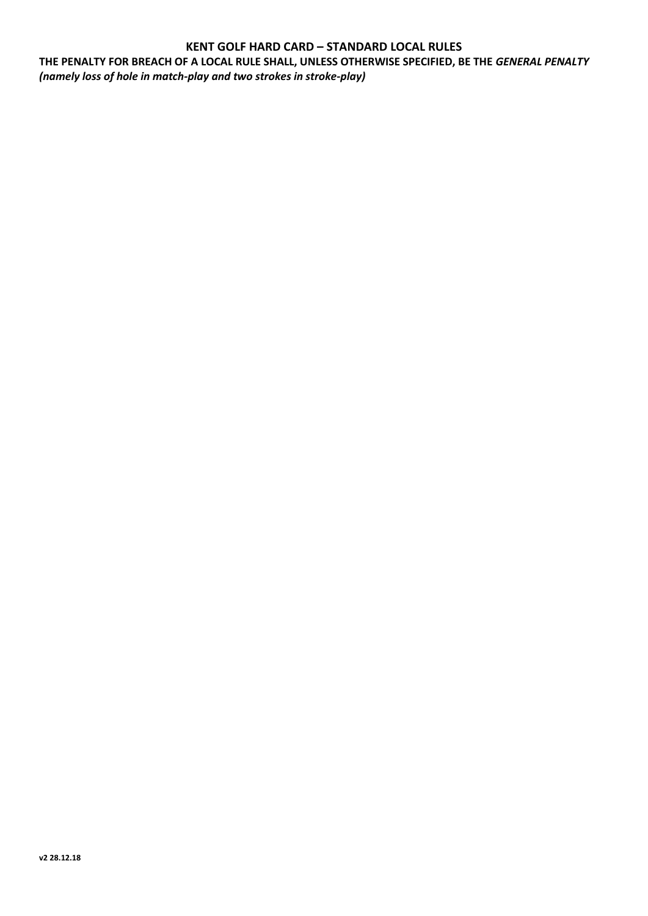**KENT GOLF HARD CARD – STANDARD LOCAL RULES**

**THE PENALTY FOR BREACH OF A LOCAL RULE SHALL, UNLESS OTHERWISE SPECIFIED, BE THE *GENERAL PENALTY* *(namely loss of hole in match-play and two strokes in stroke-play)***

**v2 28.12.18**